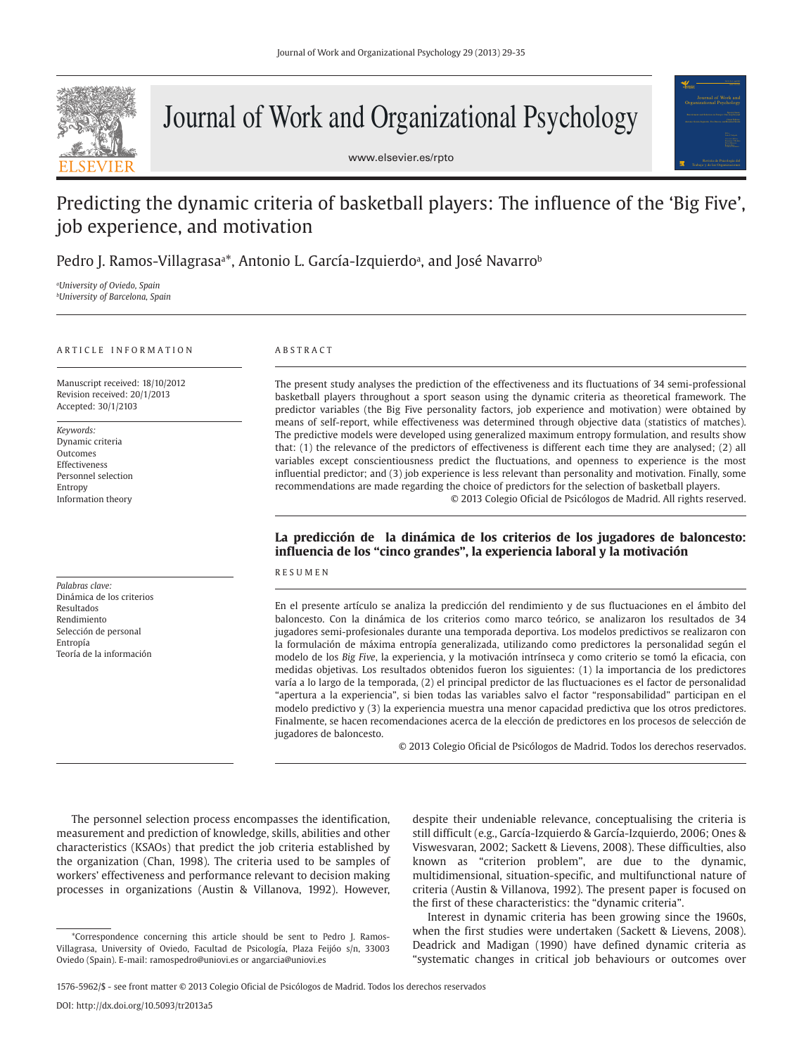# Predicting the dynamic criteria of basketball players: The influence of the 'Big Five', job experience, and motivation

Pedro J. Ramos-Villagrasa[a]*, Antonio L. García-Izquierdo[a], and José Navarro[b]

[a]*University of Oviedo, Spain*
[b]*University of Barcelona, Spain*

ARTICLE INFORMATION

Manuscript received: 18/10/2012
Revision received: 20/1/2013
Accepted: 30/1/2103

*Keywords:*
Dynamic criteria
Outcomes
Effectiveness
Personnel selection
Entropy
Information theory

ABSTRACT

The present study analyses the prediction of the effectiveness and its fluctuations of 34 semi-professional basketball players throughout a sport season using the dynamic criteria as theoretical framework. The predictor variables (the Big Five personality factors, job experience and motivation) were obtained by means of self-report, while effectiveness was determined through objective data (statistics of matches). The predictive models were developed using generalized maximum entropy formulation, and results show that: (1) the relevance of the predictors of effectiveness is different each time they are analysed; (2) all variables except conscientiousness predict the fluctuations, and openness to experience is the most influential predictor; and (3) job experience is less relevant than personality and motivation. Finally, some recommendations are made regarding the choice of predictors for the selection of basketball players.

© 2013 Colegio Oficial de Psicólogos de Madrid. All rights reserved.

## La predicción de la dinámica de los criterios de los jugadores de baloncesto: influencia de los "cinco grandes", la experiencia laboral y la motivación

*Palabras clave:*
Dinámica de los criterios
Resultados
Rendimiento
Selección de personal
Entropía
Teoría de la información

RESUMEN

En el presente artículo se analiza la predicción del rendimiento y de sus fluctuaciones en el ámbito del baloncesto. Con la dinámica de los criterios como marco teórico, se analizaron los resultados de 34 jugadores semi-profesionales durante una temporada deportiva. Los modelos predictivos se realizaron con la formulación de máxima entropía generalizada, utilizando como predictores la personalidad según el modelo de los *Big Five*, la experiencia, y la motivación intrínseca y como criterio se tomó la eficacia, con medidas objetivas. Los resultados obtenidos fueron los siguientes: (1) la importancia de los predictores varía a lo largo de la temporada, (2) el principal predictor de las fluctuaciones es el factor de personalidad "apertura a la experiencia", si bien todas las variables salvo el factor "responsabilidad" participan en el modelo predictivo y (3) la experiencia muestra una menor capacidad predictiva que los otros predictores. Finalmente, se hacen recomendaciones acerca de la elección de predictores en los procesos de selección de jugadores de baloncesto.

© 2013 Colegio Oficial de Psicólogos de Madrid. Todos los derechos reservados.

The personnel selection process encompasses the identification, measurement and prediction of knowledge, skills, abilities and other characteristics (KSAOs) that predict the job criteria established by the organization (Chan, 1998). The criteria used to be samples of workers' effectiveness and performance relevant to decision making processes in organizations (Austin & Villanova, 1992). However, despite their undeniable relevance, conceptualising the criteria is still difficult (e.g., García-Izquierdo & García-Izquierdo, 2006; Ones & Viswesvaran, 2002; Sackett & Lievens, 2008). These difficulties, also known as "criterion problem", are due to the dynamic, multidimensional, situation-specific, and multifunctional nature of criteria (Austin & Villanova, 1992). The present paper is focused on the first of these characteristics: the "dynamic criteria".

Interest in dynamic criteria has been growing since the 1960s, when the first studies were undertaken (Sackett & Lievens, 2008). Deadrick and Madigan (1990) have defined dynamic criteria as "systematic changes in critical job behaviours or outcomes over

*Correspondence concerning this article should be sent to Pedro J. Ramos-Villagrasa, University of Oviedo, Facultad de Psicología, Plaza Feijóo s/n, 33003 Oviedo (Spain). E-mail: ramospedro@uniovi.es or angarcia@uniovi.es

1576-5962/$ - see front matter © 2013 Colegio Oficial de Psicólogos de Madrid. Todos los derechos reservados

DOI: http://dx.doi.org/10.5093/tr2013a5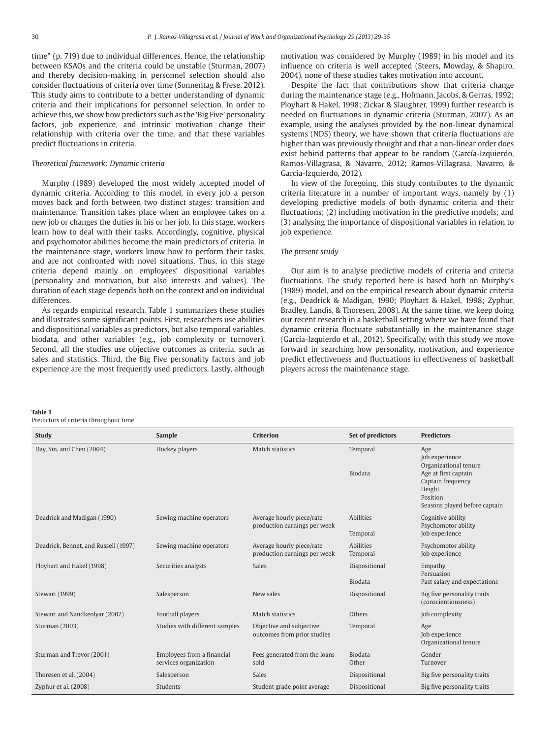time" (p. 719) due to individual differences. Hence, the relationship between KSAOs and the criteria could be unstable (Sturman, 2007) and thereby decision-making in personnel selection should also consider fluctuations of criteria over time (Sonnentag & Frese, 2012). This study aims to contribute to a better understanding of dynamic criteria and their implications for personnel selection. In order to achieve this, we show how predictors such as the 'Big Five' personality factors, job experience, and intrinsic motivation change their relationship with criteria over the time, and that these variables predict fluctuations in criteria.

### *Theoretical framework: Dynamic criteria*

Murphy (1989) developed the most widely accepted model of dynamic criteria. According to this model, in every job a person moves back and forth between two distinct stages: transition and maintenance. Transition takes place when an employee takes on a new job or changes the duties in his or her job. In this stage, workers learn how to deal with their tasks. Accordingly, cognitive, physical and psychomotor abilities become the main predictors of criteria. In the maintenance stage, workers know how to perform their tasks, and are not confronted with novel situations. Thus, in this stage criteria depend mainly on employees' dispositional variables (personality and motivation, but also interests and values). The duration of each stage depends both on the context and on individual differences.

As regards empirical research, Table 1 summarizes these studies and illustrates some significant points. First, researchers use abilities and dispositional variables as predictors, but also temporal variables, biodata, and other variables (e.g., job complexity or turnover). Second, all the studies use objective outcomes as criteria, such as sales and statistics. Third, the Big Five personality factors and job experience are the most frequently used predictors. Lastly, although motivation was considered by Murphy (1989) in his model and its influence on criteria is well accepted (Steers, Mowday, & Shapiro, 2004), none of these studies takes motivation into account.

Despite the fact that contributions show that criteria change during the maintenance stage (e.g., Hofmann, Jacobs, & Gerras, 1992; Ployhart & Hakel, 1998; Zickar & Slaughter, 1999) further research is needed on fluctuations in dynamic criteria (Sturman, 2007). As an example, using the analyses provided by the non-linear dynamical systems (NDS) theory, we have shown that criteria fluctuations are higher than was previously thought and that a non-linear order does exist behind patterns that appear to be random (García-Izquierdo, Ramos-Villagrasa, & Navarro, 2012; Ramos-Villagrasa, Navarro, & García-Izquierdo, 2012).

In view of the foregoing, this study contributes to the dynamic criteria literature in a number of important ways, namely by (1) developing predictive models of both dynamic criteria and their fluctuations; (2) including motivation in the predictive models; and (3) analysing the importance of dispositional variables in relation to job experience.

### *The present study*

Our aim is to analyse predictive models of criteria and criteria fluctuations. The study reported here is based both on Murphy's (1989) model, and on the empirical research about dynamic criteria (e.g., Deadrick & Madigan, 1990; Ployhart & Hakel, 1998; Zyphur, Bradley, Landis, & Thoresen, 2008). At the same time, we keep doing our recent research in a basketball setting where we have found that dynamic criteria fluctuate substantially in the maintenance stage (García-Izquierdo et al., 2012). Specifically, with this study we move forward in searching how personality, motivation, and experience predict effectiveness and fluctuations in effectiveness of basketball players across the maintenance stage.

**Table 1**
Predictors of criteria throughout time

| Study | Sample | Criterion | Set of predictors | Predictors |
|---|---|---|---|---|
| Day, Sin, and Chen (2004) | Hockey players | Match statistics | Temporal | Age<br>Job experience<br>Organizational tenure |
| | | | Biodata | Age at first captain<br>Captain frequency<br>Height<br>Position<br>Seasons played before captain |
| Deadrick and Madigan (1990) | Sewing machine operators | Average hourly piece/rate production earnings per week | Abilities | Cognitive ability<br>Psychomotor ability |
| | | | Temporal | Job experience |
| Deadrick, Bennet, and Russell (1997) | Sewing machine operators | Average hourly piece/rate production earnings per week | Abilities | Psychomotor ability |
| | | | Temporal | Job experience |
| Ployhart and Hakel (1998) | Securities analysts | Sales | Dispositional | Empathy<br>Persuasion |
| | | | Biodata | Past salary and expectations |
| Stewart (1999) | Salesperson | New sales | Dispositional | Big five personality traits (conscientiousness) |
| Stewart and Nandkeolyar (2007) | Football players | Match statistics | Others | Job complexity |
| Sturman (2003) | Studies with different samples | Objective and subjective outcomes from prior studies | Temporal | Age<br>Job experience<br>Organizational tenure |
| Sturman and Trevor (2001) | Employees from a financial services organization | Fees generated from the loans sold | Biodata | Gender |
| | | | Other | Turnover |
| Thoresen et al. (2004) | Salesperson | Sales | Dispositional | Big five personality traits |
| Zyphur et al. (2008) | Students | Student grade point average | Dispositional | Big five personality traits |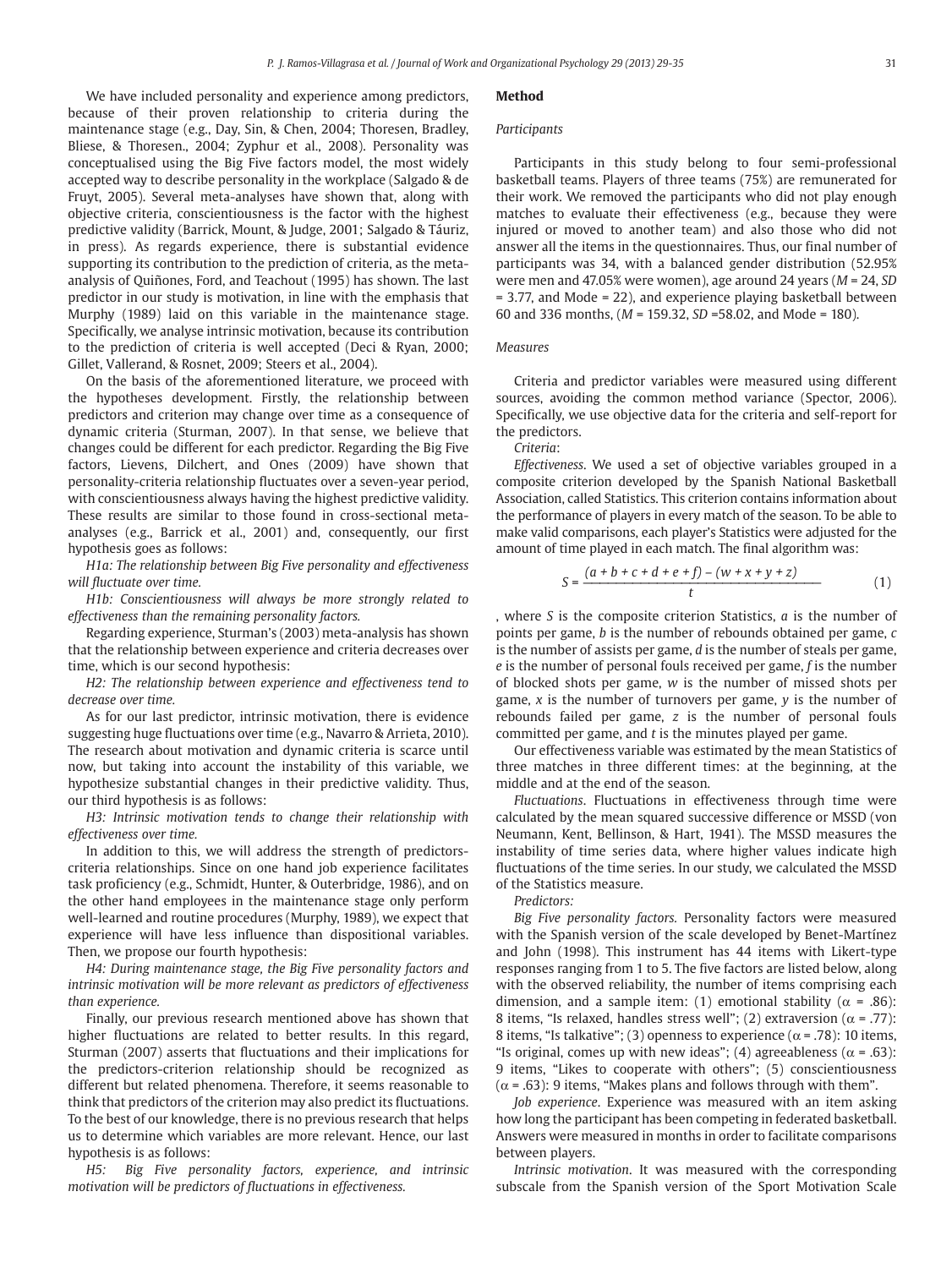We have included personality and experience among predictors, because of their proven relationship to criteria during the maintenance stage (e.g., Day, Sin, & Chen, 2004; Thoresen, Bradley, Bliese, & Thoresen., 2004; Zyphur et al., 2008). Personality was conceptualised using the Big Five factors model, the most widely accepted way to describe personality in the workplace (Salgado & de Fruyt, 2005). Several meta-analyses have shown that, along with objective criteria, conscientiousness is the factor with the highest predictive validity (Barrick, Mount, & Judge, 2001; Salgado & Táuriz, in press). As regards experience, there is substantial evidence supporting its contribution to the prediction of criteria, as the meta-analysis of Quiñones, Ford, and Teachout (1995) has shown. The last predictor in our study is motivation, in line with the emphasis that Murphy (1989) laid on this variable in the maintenance stage. Specifically, we analyse intrinsic motivation, because its contribution to the prediction of criteria is well accepted (Deci & Ryan, 2000; Gillet, Vallerand, & Rosnet, 2009; Steers et al., 2004).

On the basis of the aforementioned literature, we proceed with the hypotheses development. Firstly, the relationship between predictors and criterion may change over time as a consequence of dynamic criteria (Sturman, 2007). In that sense, we believe that changes could be different for each predictor. Regarding the Big Five factors, Lievens, Dilchert, and Ones (2009) have shown that personality-criteria relationship fluctuates over a seven-year period, with conscientiousness always having the highest predictive validity. These results are similar to those found in cross-sectional meta-analyses (e.g., Barrick et al., 2001) and, consequently, our first hypothesis goes as follows:

*H1a: The relationship between Big Five personality and effectiveness will fluctuate over time.*

*H1b: Conscientiousness will always be more strongly related to effectiveness than the remaining personality factors.*

Regarding experience, Sturman's (2003) meta-analysis has shown that the relationship between experience and criteria decreases over time, which is our second hypothesis:

*H2: The relationship between experience and effectiveness tend to decrease over time.*

As for our last predictor, intrinsic motivation, there is evidence suggesting huge fluctuations over time (e.g., Navarro & Arrieta, 2010). The research about motivation and dynamic criteria is scarce until now, but taking into account the instability of this variable, we hypothesize substantial changes in their predictive validity. Thus, our third hypothesis is as follows:

*H3: Intrinsic motivation tends to change their relationship with effectiveness over time.*

In addition to this, we will address the strength of predictors-criteria relationships. Since on one hand job experience facilitates task proficiency (e.g., Schmidt, Hunter, & Outerbridge, 1986), and on the other hand employees in the maintenance stage only perform well-learned and routine procedures (Murphy, 1989), we expect that experience will have less influence than dispositional variables. Then, we propose our fourth hypothesis:

*H4: During maintenance stage, the Big Five personality factors and intrinsic motivation will be more relevant as predictors of effectiveness than experience.*

Finally, our previous research mentioned above has shown that higher fluctuations are related to better results. In this regard, Sturman (2007) asserts that fluctuations and their implications for the predictors-criterion relationship should be recognized as different but related phenomena. Therefore, it seems reasonable to think that predictors of the criterion may also predict its fluctuations. To the best of our knowledge, there is no previous research that helps us to determine which variables are more relevant. Hence, our last hypothesis is as follows:

*H5: Big Five personality factors, experience, and intrinsic motivation will be predictors of fluctuations in effectiveness.*

## Method

### Participants

Participants in this study belong to four semi-professional basketball teams. Players of three teams (75%) are remunerated for their work. We removed the participants who did not play enough matches to evaluate their effectiveness (e.g., because they were injured or moved to another team) and also those who did not answer all the items in the questionnaires. Thus, our final number of participants was 34, with a balanced gender distribution (52.95% were men and 47.05% were women), age around 24 years ($M$ = 24, $SD$ = 3.77, and Mode = 22), and experience playing basketball between 60 and 336 months, ($M$ = 159.32, $SD$ =58.02, and Mode = 180).

### Measures

Criteria and predictor variables were measured using different sources, avoiding the common method variance (Spector, 2006). Specifically, we use objective data for the criteria and self-report for the predictors.

*Criteria*:

*Effectiveness*. We used a set of objective variables grouped in a composite criterion developed by the Spanish National Basketball Association, called Statistics. This criterion contains information about the performance of players in every match of the season. To be able to make valid comparisons, each player's Statistics were adjusted for the amount of time played in each match. The final algorithm was:

$$S = \frac{(a + b + c + d + e + f) - (w + x + y + z)}{t} \quad (1)$$

, where $S$ is the composite criterion Statistics, $a$ is the number of points per game, $b$ is the number of rebounds obtained per game, $c$ is the number of assists per game, $d$ is the number of steals per game, $e$ is the number of personal fouls received per game, $f$ is the number of blocked shots per game, $w$ is the number of missed shots per game, $x$ is the number of turnovers per game, $y$ is the number of rebounds failed per game, $z$ is the number of personal fouls committed per game, and $t$ is the minutes played per game.

Our effectiveness variable was estimated by the mean Statistics of three matches in three different times: at the beginning, at the middle and at the end of the season.

*Fluctuations*. Fluctuations in effectiveness through time were calculated by the mean squared successive difference or MSSD (von Neumann, Kent, Bellinson, & Hart, 1941). The MSSD measures the instability of time series data, where higher values indicate high fluctuations of the time series. In our study, we calculated the MSSD of the Statistics measure.

*Predictors:*

*Big Five personality factors.* Personality factors were measured with the Spanish version of the scale developed by Benet-Martínez and John (1998). This instrument has 44 items with Likert-type responses ranging from 1 to 5. The five factors are listed below, along with the observed reliability, the number of items comprising each dimension, and a sample item: (1) emotional stability ($\alpha$ = .86): 8 items, "Is relaxed, handles stress well"; (2) extraversion ($\alpha$ = .77): 8 items, "Is talkative"; (3) openness to experience ($\alpha$ = .78): 10 items, "Is original, comes up with new ideas"; (4) agreeableness ($\alpha$ = .63): 9 items, "Likes to cooperate with others"; (5) conscientiousness ($\alpha$ = .63): 9 items, "Makes plans and follows through with them".

*Job experience*. Experience was measured with an item asking how long the participant has been competing in federated basketball. Answers were measured in months in order to facilitate comparisons between players.

*Intrinsic motivation*. It was measured with the corresponding subscale from the Spanish version of the Sport Motivation Scale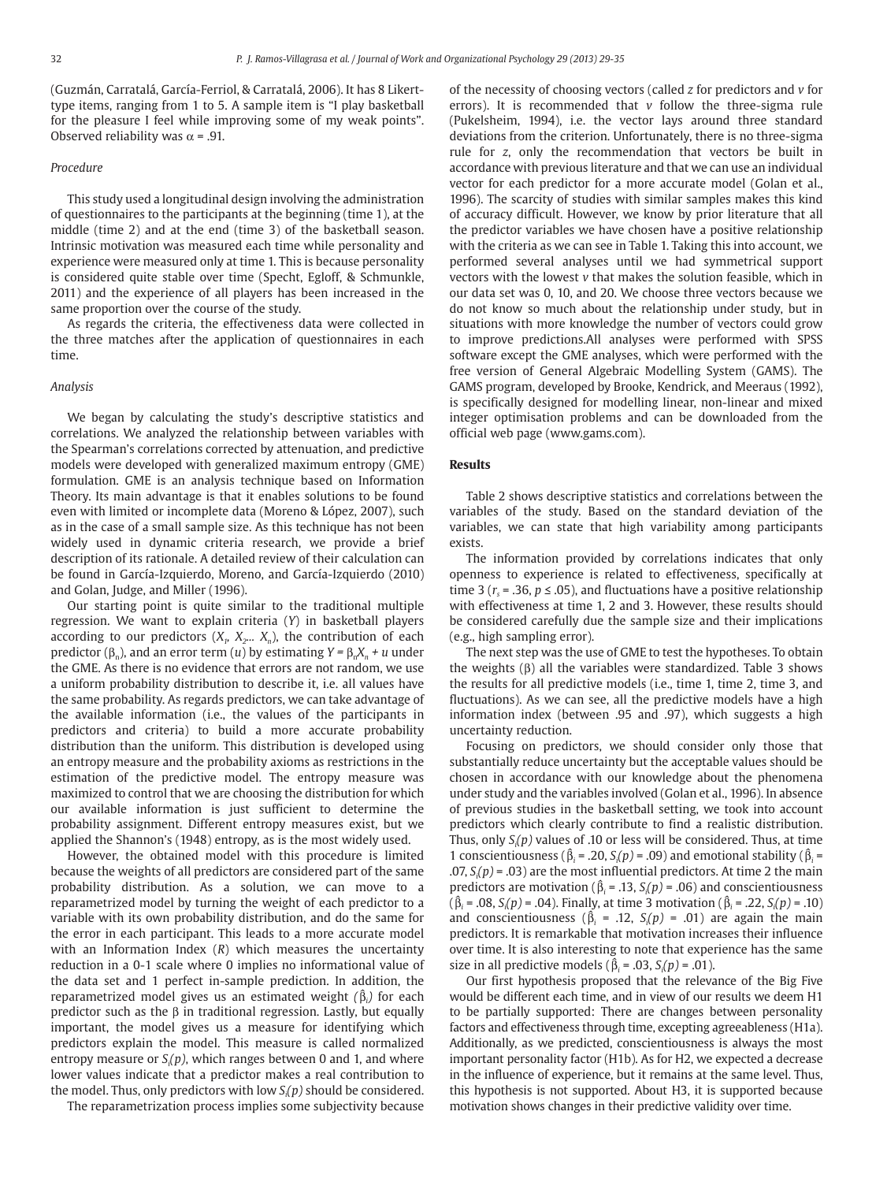(Guzmán, Carratalá, García-Ferriol, & Carratalá, 2006). It has 8 Likert-type items, ranging from 1 to 5. A sample item is "I play basketball for the pleasure I feel while improving some of my weak points". Observed reliability was $\alpha$ = .91.

### *Procedure*

This study used a longitudinal design involving the administration of questionnaires to the participants at the beginning (time 1), at the middle (time 2) and at the end (time 3) of the basketball season. Intrinsic motivation was measured each time while personality and experience were measured only at time 1. This is because personality is considered quite stable over time (Specht, Egloff, & Schmunkle, 2011) and the experience of all players has been increased in the same proportion over the course of the study.

As regards the criteria, the effectiveness data were collected in the three matches after the application of questionnaires in each time.

### *Analysis*

We began by calculating the study's descriptive statistics and correlations. We analyzed the relationship between variables with the Spearman's correlations corrected by attenuation, and predictive models were developed with generalized maximum entropy (GME) formulation. GME is an analysis technique based on Information Theory. Its main advantage is that it enables solutions to be found even with limited or incomplete data (Moreno & López, 2007), such as in the case of a small sample size. As this technique has not been widely used in dynamic criteria research, we provide a brief description of its rationale. A detailed review of their calculation can be found in García-Izquierdo, Moreno, and García-Izquierdo (2010) and Golan, Judge, and Miller (1996).

Our starting point is quite similar to the traditional multiple regression. We want to explain criteria ($Y$) in basketball players according to our predictors ($X_1$, $X_2$... $X_n$), the contribution of each predictor ($\beta_n$), and an error term ($u$) by estimating $Y = \beta_n X_n + u$ under the GME. As there is no evidence that errors are not random, we use a uniform probability distribution to describe it, i.e. all values have the same probability. As regards predictors, we can take advantage of the available information (i.e., the values of the participants in predictors and criteria) to build a more accurate probability distribution than the uniform. This distribution is developed using an entropy measure and the probability axioms as restrictions in the estimation of the predictive model. The entropy measure was maximized to control that we are choosing the distribution for which our available information is just sufficient to determine the probability assignment. Different entropy measures exist, but we applied the Shannon's (1948) entropy, as is the most widely used.

However, the obtained model with this procedure is limited because the weights of all predictors are considered part of the same probability distribution. As a solution, we can move to a reparametrized model by turning the weight of each predictor to a variable with its own probability distribution, and do the same for the error in each participant. This leads to a more accurate model with an Information Index ($R$) which measures the uncertainty reduction in a 0-1 scale where 0 implies no informational value of the data set and 1 perfect in-sample prediction. In addition, the reparametrized model gives us an estimated weight ($\hat{\beta}_i$) for each predictor such as the $\beta$ in traditional regression. Lastly, but equally important, the model gives us a measure for identifying which predictors explain the model. This measure is called normalized entropy measure or $S_i(p)$, which ranges between 0 and 1, and where lower values indicate that a predictor makes a real contribution to the model. Thus, only predictors with low $S_i(p)$ should be considered.

The reparametrization process implies some subjectivity because of the necessity of choosing vectors (called $z$ for predictors and $v$ for errors). It is recommended that $v$ follow the three-sigma rule (Pukelsheim, 1994), i.e. the vector lays around three standard deviations from the criterion. Unfortunately, there is no three-sigma rule for $z$, only the recommendation that vectors be built in accordance with previous literature and that we can use an individual vector for each predictor for a more accurate model (Golan et al., 1996). The scarcity of studies with similar samples makes this kind of accuracy difficult. However, we know by prior literature that all the predictor variables we have chosen have a positive relationship with the criteria as we can see in Table 1. Taking this into account, we performed several analyses until we had symmetrical support vectors with the lowest $v$ that makes the solution feasible, which in our data set was 0, 10, and 20. We choose three vectors because we do not know so much about the relationship under study, but in situations with more knowledge the number of vectors could grow to improve predictions.All analyses were performed with SPSS software except the GME analyses, which were performed with the free version of General Algebraic Modelling System (GAMS). The GAMS program, developed by Brooke, Kendrick, and Meeraus (1992), is specifically designed for modelling linear, non-linear and mixed integer optimisation problems and can be downloaded from the official web page (www.gams.com).

## Results

Table 2 shows descriptive statistics and correlations between the variables of the study. Based on the standard deviation of the variables, we can state that high variability among participants exists.

The information provided by correlations indicates that only openness to experience is related to effectiveness, specifically at time 3 ($r_s$ = .36, $p \leq .05$), and fluctuations have a positive relationship with effectiveness at time 1, 2 and 3. However, these results should be considered carefully due the sample size and their implications (e.g., high sampling error).

The next step was the use of GME to test the hypotheses. To obtain the weights ($\beta$) all the variables were standardized. Table 3 shows the results for all predictive models (i.e., time 1, time 2, time 3, and fluctuations). As we can see, all the predictive models have a high information index (between .95 and .97), which suggests a high uncertainty reduction.

Focusing on predictors, we should consider only those that substantially reduce uncertainty but the acceptable values should be chosen in accordance with our knowledge about the phenomena under study and the variables involved (Golan et al., 1996). In absence of previous studies in the basketball setting, we took into account predictors which clearly contribute to find a realistic distribution. Thus, only $S_i(p)$ values of .10 or less will be considered. Thus, at time 1 conscientiousness ($\hat{\beta}_i$ = .20, $S_i(p)$ = .09) and emotional stability ($\hat{\beta}_i$ = .07, $S_i(p)$ = .03) are the most influential predictors. At time 2 the main predictors are motivation ($\hat{\beta}_i$ = .13, $S_i(p)$ = .06) and conscientiousness ($\hat{\beta}_i$ = .08, $S_i(p)$ = .04). Finally, at time 3 motivation ($\hat{\beta}_i$ = .22, $S_i(p)$ = .10) and conscientiousness ($\hat{\beta}_i$ = .12, $S_i(p)$ = .01) are again the main predictors. It is remarkable that motivation increases their influence over time. It is also interesting to note that experience has the same size in all predictive models ($\hat{\beta}_i$ = .03, $S_i(p)$ = .01).

Our first hypothesis proposed that the relevance of the Big Five would be different each time, and in view of our results we deem H1 to be partially supported: There are changes between personality factors and effectiveness through time, excepting agreeableness (H1a). Additionally, as we predicted, conscientiousness is always the most important personality factor (H1b). As for H2, we expected a decrease in the influence of experience, but it remains at the same level. Thus, this hypothesis is not supported. About H3, it is supported because motivation shows changes in their predictive validity over time.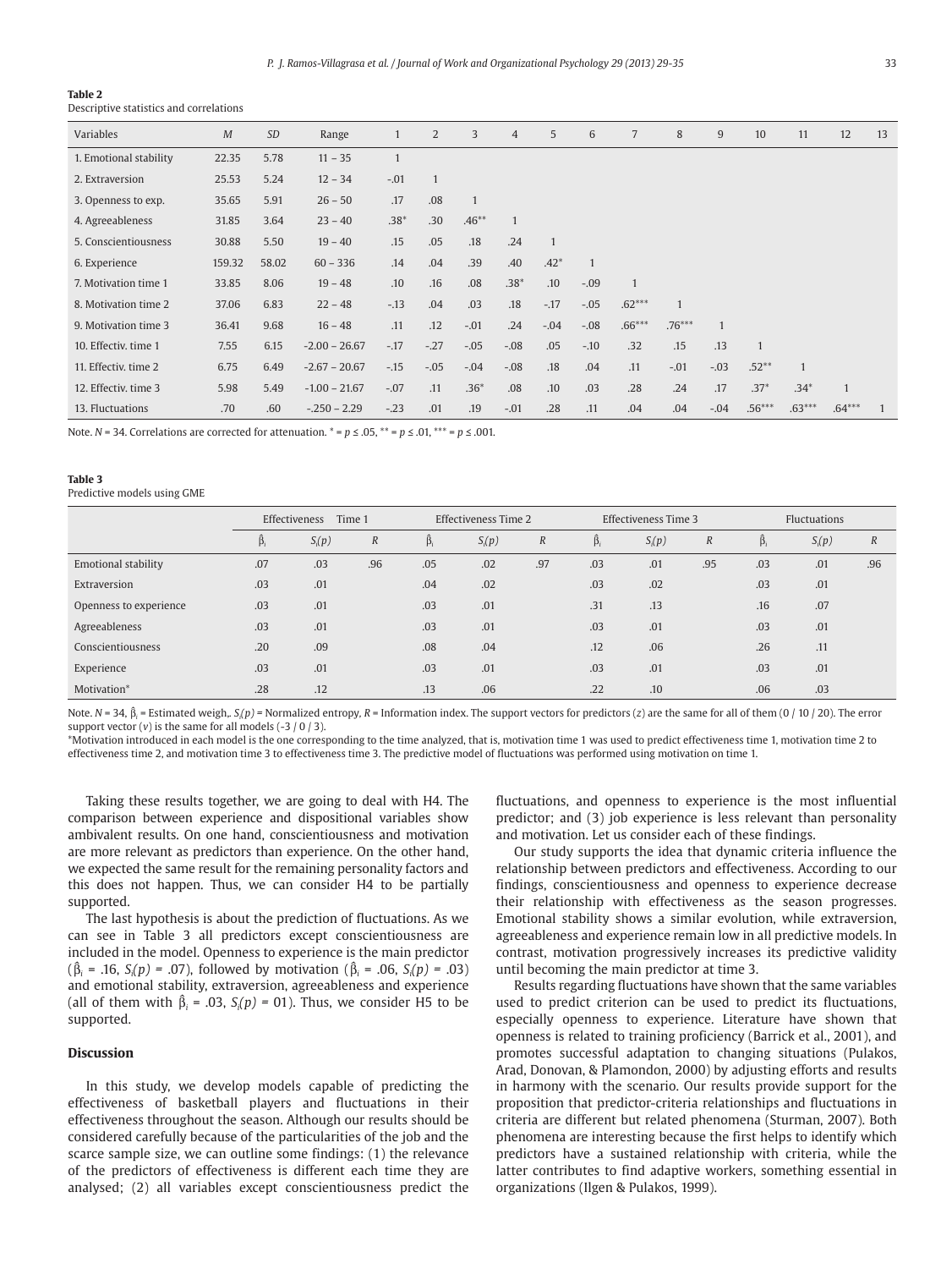**Table 2**
Descriptive statistics and correlations

| Variables | *M* | *SD* | Range | 1 | 2 | 3 | 4 | 5 | 6 | 7 | 8 | 9 | 10 | 11 | 12 | 13 |
|---|---|---|---|---|---|---|---|---|---|---|---|---|---|---|---|---|
| 1. Emotional stability | 22.35 | 5.78 | 11 – 35 | 1 | | | | | | | | | | | | |
| 2. Extraversion | 25.53 | 5.24 | 12 – 34 | -.01 | 1 | | | | | | | | | | | |
| 3. Openness to exp. | 35.65 | 5.91 | 26 – 50 | .17 | .08 | 1 | | | | | | | | | | |
| 4. Agreeableness | 31.85 | 3.64 | 23 – 40 | .38* | .30 | .46** | 1 | | | | | | | | | |
| 5. Conscientiousness | 30.88 | 5.50 | 19 – 40 | .15 | .05 | .18 | .24 | 1 | | | | | | | | |
| 6. Experience | 159.32 | 58.02 | 60 – 336 | .14 | .04 | .39 | .40 | .42* | 1 | | | | | | | |
| 7. Motivation time 1 | 33.85 | 8.06 | 19 – 48 | .10 | .16 | .08 | .38* | .10 | -.09 | 1 | | | | | | |
| 8. Motivation time 2 | 37.06 | 6.83 | 22 – 48 | -.13 | .04 | .03 | .18 | -.17 | -.05 | .62*** | 1 | | | | | |
| 9. Motivation time 3 | 36.41 | 9.68 | 16 – 48 | .11 | .12 | -.01 | .24 | -.04 | -.08 | .66*** | .76*** | 1 | | | | |
| 10. Effectiv. time 1 | 7.55 | 6.15 | -2.00 – 26.67 | -.17 | -.27 | -.05 | -.08 | .05 | -.10 | .32 | .15 | .13 | 1 | | | |
| 11. Effectiv. time 2 | 6.75 | 6.49 | -2.67 – 20.67 | -.15 | -.05 | -.04 | -.08 | .18 | .04 | .11 | -.01 | -.03 | .52** | 1 | | |
| 12. Effectiv. time 3 | 5.98 | 5.49 | -1.00 – 21.67 | -.07 | .11 | .36* | .08 | .10 | .03 | .28 | .24 | .17 | .37* | .34* | 1 | |
| 13. Fluctuations | .70 | .60 | -.250 – 2.29 | -.23 | .01 | .19 | -.01 | .28 | .11 | .04 | .04 | -.04 | .56*** | .63*** | .64*** | 1 |

Note. *N* = 34. Correlations are corrected for attenuation. * = $p \leq .05$, ** = $p \leq .01$, *** = $p \leq .001$.

**Table 3**
Predictive models using GME

| | Effectiveness Time 1 | | | Effectiveness Time 2 | | | Effectiveness Time 3 | | | Fluctuations | | |
|---|---|---|---|---|---|---|---|---|---|---|---|---|
| | $\hat{\beta}_i$ | $S_i(p)$ | *R* | $\hat{\beta}_i$ | $S_i(p)$ | *R* | $\hat{\beta}_i$ | $S_i(p)$ | *R* | $\hat{\beta}_i$ | $S_i(p)$ | *R* |
| Emotional stability | .07 | .03 | .96 | .05 | .02 | .97 | .03 | .01 | .95 | .03 | .01 | .96 |
| Extraversion | .03 | .01 | | .04 | .02 | | .03 | .02 | | .03 | .01 | |
| Openness to experience | .03 | .01 | | .03 | .01 | | .31 | .13 | | .16 | .07 | |
| Agreeableness | .03 | .01 | | .03 | .01 | | .03 | .01 | | .03 | .01 | |
| Conscientiousness | .20 | .09 | | .08 | .04 | | .12 | .06 | | .26 | .11 | |
| Experience | .03 | .01 | | .03 | .01 | | .03 | .01 | | .03 | .01 | |
| Motivation* | .28 | .12 | | .13 | .06 | | .22 | .10 | | .06 | .03 | |

Note. *N* = 34, $\hat{\beta}_i$ = Estimated weigh,. $S_i(p)$ = Normalized entropy, *R* = Information index. The support vectors for predictors ($z$) are the same for all of them (0 / 10 / 20). The error support vector ($v$) is the same for all models (-3 / 0 / 3).

*Motivation introduced in each model is the one corresponding to the time analyzed, that is, motivation time 1 was used to predict effectiveness time 1, motivation time 2 to effectiveness time 2, and motivation time 3 to effectiveness time 3. The predictive model of fluctuations was performed using motivation on time 1.

Taking these results together, we are going to deal with H4. The comparison between experience and dispositional variables show ambivalent results. On one hand, conscientiousness and motivation are more relevant as predictors than experience. On the other hand, we expected the same result for the remaining personality factors and this does not happen. Thus, we can consider H4 to be partially supported.

The last hypothesis is about the prediction of fluctuations. As we can see in Table 3 all predictors except conscientiousness are included in the model. Openness to experience is the main predictor ($\hat{\beta}_i$ = .16, $S_i(p)$ = .07), followed by motivation ($\hat{\beta}_i$ = .06, $S_i(p)$ = .03) and emotional stability, extraversion, agreeableness and experience (all of them with $\hat{\beta}_i$ = .03, $S_i(p)$ = 01). Thus, we consider H5 to be supported.

## Discussion

In this study, we develop models capable of predicting the effectiveness of basketball players and fluctuations in their effectiveness throughout the season. Although our results should be considered carefully because of the particularities of the job and the scarce sample size, we can outline some findings: (1) the relevance of the predictors of effectiveness is different each time they are analysed; (2) all variables except conscientiousness predict the fluctuations, and openness to experience is the most influential predictor; and (3) job experience is less relevant than personality and motivation. Let us consider each of these findings.

Our study supports the idea that dynamic criteria influence the relationship between predictors and effectiveness. According to our findings, conscientiousness and openness to experience decrease their relationship with effectiveness as the season progresses. Emotional stability shows a similar evolution, while extraversion, agreeableness and experience remain low in all predictive models. In contrast, motivation progressively increases its predictive validity until becoming the main predictor at time 3.

Results regarding fluctuations have shown that the same variables used to predict criterion can be used to predict its fluctuations, especially openness to experience. Literature have shown that openness is related to training proficiency (Barrick et al., 2001), and promotes successful adaptation to changing situations (Pulakos, Arad, Donovan, & Plamondon, 2000) by adjusting efforts and results in harmony with the scenario. Our results provide support for the proposition that predictor-criteria relationships and fluctuations in criteria are different but related phenomena (Sturman, 2007). Both phenomena are interesting because the first helps to identify which predictors have a sustained relationship with criteria, while the latter contributes to find adaptive workers, something essential in organizations (Ilgen & Pulakos, 1999).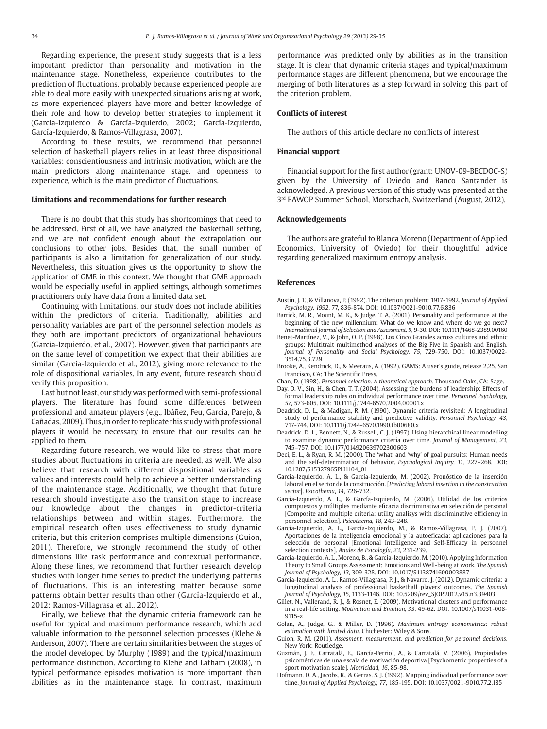Regarding experience, the present study suggests that is a less important predictor than personality and motivation in the maintenance stage. Nonetheless, experience contributes to the prediction of fluctuations, probably because experienced people are able to deal more easily with unexpected situations arising at work, as more experienced players have more and better knowledge of their role and how to develop better strategies to implement it (García-Izquierdo & García-Izquierdo, 2002; García-Izquierdo, García-Izquierdo, & Ramos-Villagrasa, 2007).

According to these results, we recommend that personnel selection of basketball players relies in at least three dispositional variables: conscientiousness and intrinsic motivation, which are the main predictors along maintenance stage, and openness to experience, which is the main predictor of fluctuations.

### Limitations and recommendations for further research

There is no doubt that this study has shortcomings that need to be addressed. First of all, we have analyzed the basketball setting, and we are not confident enough about the extrapolation our conclusions to other jobs. Besides that, the small number of participants is also a limitation for generalization of our study. Nevertheless, this situation gives us the opportunity to show the application of GME in this context. We thought that GME approach would be especially useful in applied settings, although sometimes practitioners only have data from a limited data set.

Continuing with limitations, our study does not include abilities within the predictors of criteria. Traditionally, abilities and personality variables are part of the personnel selection models as they both are important predictors of organizational behaviours (García-Izquierdo, et al., 2007). However, given that participants are on the same level of competition we expect that their abilities are similar (García-Izquierdo et al., 2012), giving more relevance to the role of dispositional variables. In any event, future research should verify this proposition.

Last but not least, our study was performed with semi-professional players. The literature has found some differences between professional and amateur players (e.g., Ibáñez, Feu, García, Parejo, & Cañadas, 2009). Thus, in order to replicate this study with professional players it would be necessary to ensure that our results can be applied to them.

Regarding future research, we would like to stress that more studies about fluctuations in criteria are needed, as well. We also believe that research with different dispositional variables as values and interests could help to achieve a better understanding of the maintenance stage. Additionally, we thought that future research should investigate also the transition stage to increase our knowledge about the changes in predictor-criteria relationships between and within stages. Furthermore, the empirical research often uses effectiveness to study dynamic criteria, but this criterion comprises multiple dimensions (Guion, 2011). Therefore, we strongly recommend the study of other dimensions like task performance and contextual performance. Along these lines, we recommend that further research develop studies with longer time series to predict the underlying patterns of fluctuations. This is an interesting matter because some patterns obtain better results than other (García-Izquierdo et al., 2012; Ramos-Villagrasa et al., 2012).

Finally, we believe that the dynamic criteria framework can be useful for typical and maximum performance research, which add valuable information to the personnel selection processes (Klehe & Anderson, 2007). There are certain similarities between the stages of the model developed by Murphy (1989) and the typical/maximum performance distinction. According to Klehe and Latham (2008), in typical performance episodes motivation is more important than abilities as in the maintenance stage. In contrast, maximum performance was predicted only by abilities as in the transition stage. It is clear that dynamic criteria stages and typical/maximum performance stages are different phenomena, but we encourage the merging of both literatures as a step forward in solving this part of the criterion problem.

### Conflicts of interest

The authors of this article declare no conflicts of interest

### Financial support

Financial support for the first author (grant: UNOV-09-BECDOC-S) given by the University of Oviedo and Banco Santander is acknowledged. A previous version of this study was presented at the 3rd EAWOP Summer School, Morschach, Switzerland (August, 2012).

### Acknowledgements

The authors are grateful to Blanca Moreno (Department of Applied Economics, University of Oviedo) for their thoughtful advice regarding generalized maximum entropy analysis.

### References

Austin, J. T., & Villanova, P. (1992). The criterion problem: 1917-1992. *Journal of Applied Psychology, 1992*, 77, 836-874. DOI: 10.1037/0021-9010.77.6.836

Barrick, M. R., Mount, M. K., & Judge, T. A. (2001). Personality and performance at the beginning of the new millennium: What do we know and where do we go next? *International Journal of Selection and Assessment, 9*, 9-30. DOI: 10.1111/1468-2389.00160

Benet-Martínez, V., & John, O. P. (1998). Los Cinco Grandes across cultures and ethnic groups: Multitrait multimethod analyses of the Big Five in Spanish and English. *Journal of Personality and Social Psychology, 75*, 729-750. DOI: 10.1037/0022-3514.75.3.729

Brooke, A., Kendrick, D., & Meeraus, A. (1992). GAMS: A user's guide, release 2.25. San Francisco, CA: The Scientific Press.

Chan, D. (1998). *Personnel selection. A theoretical approach*. Thousand Oaks, CA: Sage.

Day, D. V., Sin, H., & Chen, T. T. (2004). Assessing the burdens of leadership: Effects of formal leadership roles on individual performance over time. *Personnel Psychology, 57*, 573-605. DOI: 10.1111/j.1744-6570.2004.00001.x

Deadrick, D. L., & Madigan, R. M. (1990). Dynamic criteria revisited: A longitudinal study of performance stability and predictive validity. *Personnel Psychology, 43*, 717-744. DOI: 10.1111/j.1744-6570.1990.tb00680.x

Deadrick, D. L., Bennett, N., & Russell, C. J. (1997). Using hierarchical linear modelling to examine dynamic performance criteria over time. *Journal of Management, 23*, 745–757. DOI: 10.1177/014920639702300603

Deci, E. L., & Ryan, R. M. (2000). The 'what' and 'why' of goal pursuits: Human needs and the self-determination of behavior. *Psychological Inquiry, 11*, 227–268. DOI: 10.1207/S15327965PLI1104_01

García-Izquierdo, A. L., & García-Izquierdo, M. (2002). Pronóstico de la inserción laboral en el sector de la construcción. [*Predicting laboral insertion in the construction sector*]. *Psicothema, 14*, 726-732.

García-Izquierdo, A. L., & García-Izquierdo, M. (2006). Utilidad de los criterios compuestos y múltiples mediante eficacia discriminativa en selección de personal [Composite and multiple criteria: utility analisys with discriminative efficiency in personnel selection]. *Psicothema, 18*, 243-248.

García-Izquierdo, A. L., García-Izquierdo, M., & Ramos-Villagrasa, P. J. (2007). Aportaciones de la inteligencia emocional y la autoeficacia: aplicaciones para la selección de personal [Emotional Intelligence and Self-Efficacy in personnel selection contexts]. *Anales de Psicología, 23*, 231-239.

García-Izquierdo, A. L., Moreno, B., & García-Izquierdo, M. (2010). Applying Information Theory to Small Groups Assessment: Emotions and Well-being at work. *The Spanish Journal of Psychology, 13*, 309-328. DOI: 10.1017/S1138741600003887

García-Izquierdo, A. L., Ramos-Villagrasa, P. J., & Navarro, J. (2012). Dynamic criteria: a longitudinal analysis of professional basketball players' outcomes. *The Spanish Journal of Psychology, 15*, 1133-1146. DOI: 10.5209/rev_SJOP.2012.v15.n3.39403

Gillet, N., Vallerand, R. J., & Rosnet, E. (2009). Motivational clusters and performance in a real-life setting. *Motivation and Emotion, 33*, 49-62. DOI: 10.1007/s11031-008-9115-z

Golan, A., Judge, G., & Miller, D. (1996). *Maximum entropy econometrics: robust estimation with limited data*. Chichester: Wiley & Sons.

Guion, R. M. (2011). *Assesment, measurement, and prediction for personnel decisions*. New York: Routledge.

Guzmán, J. F., Carratalá, E., García-Ferriol, A., & Carratalá, V. (2006). Propiedades psicométricas de una escala de motivación deportiva [Psychometric properties of a sport motivation scale]. *Motricidad, 16*, 85-98.

Hofmann, D. A., Jacobs, R., & Gerras, S. J. (1992). Mapping individual performance over time. *Journal of Applied Psychology, 77*, 185-195. DOI: 10.1037/0021-9010.77.2.185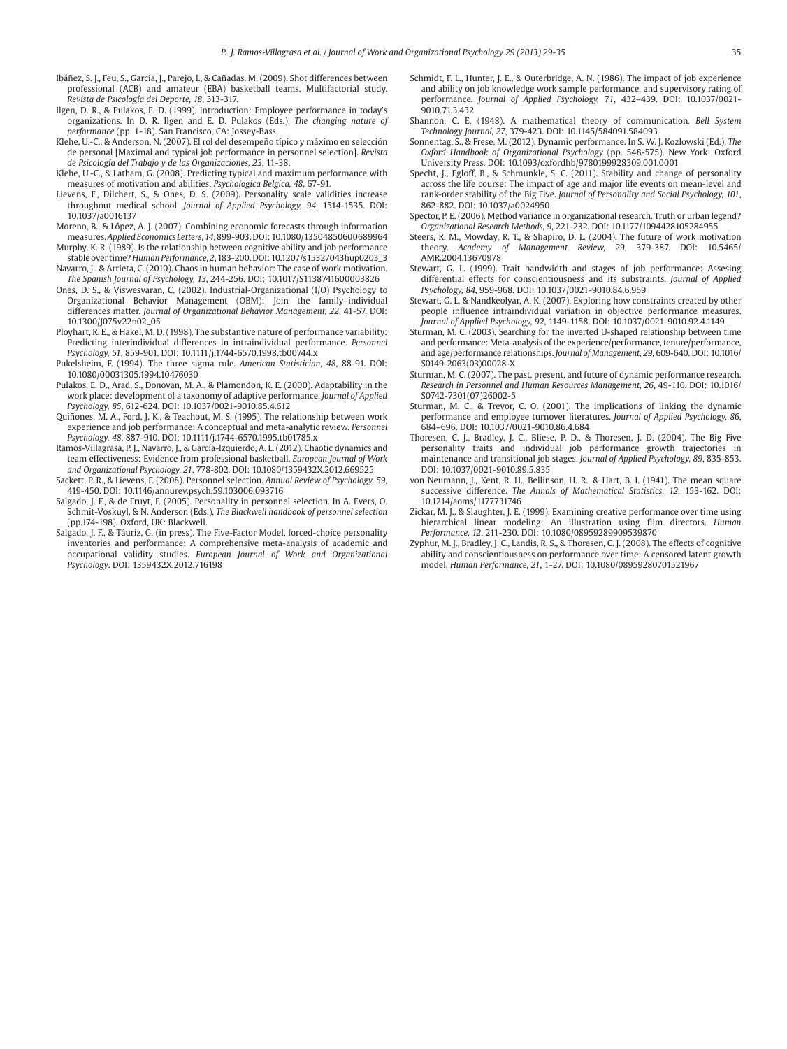Ibáñez, S. J., Feu, S., García, J., Parejo, I., & Cañadas, M. (2009). Shot differences between professional (ACB) and amateur (EBA) basketball teams. Multifactorial study. *Revista de Psicología del Deporte, 18*, 313-317.

Ilgen, D. R., & Pulakos, E. D. (1999). Introduction: Employee performance in today's organizations. In D. R. Ilgen and E. D. Pulakos (Eds.), *The changing nature of performance* (pp. 1-18). San Francisco, CA: Jossey-Bass.

Klehe, U.-C., & Anderson, N. (2007). El rol del desempeño típico y máximo en selección de personal [Maximal and typical job performance in personnel selection]. *Revista de Psicología del Trabajo y de las Organizaciones, 23*, 11-38.

Klehe, U.-C., & Latham, G. (2008). Predicting typical and maximum performance with measures of motivation and abilities. *Psychologica Belgica, 48*, 67-91.

Lievens, F., Dilchert, S., & Ones, D. S. (2009). Personality scale validities increase throughout medical school. *Journal of Applied Psychology, 94*, 1514-1535. DOI: 10.1037/a0016137

Moreno, B., & López, A. J. (2007). Combining economic forecasts through information measures. *Applied Economics Letters, 14*, 899-903. DOI: 10.1080/13504850600689964

Murphy, K. R. (1989). Is the relationship between cognitive ability and job performance stable over time? *Human Performance, 2*, 183-200. DOI: 10.1207/s15327043hup0203_3

Navarro, J., & Arrieta, C. (2010). Chaos in human behavior: The case of work motivation. *The Spanish Journal of Psychology, 13*, 244-256. DOI: 10.1017/S1138741600003826

Ones, D. S., & Viswesvaran, C. (2002). Industrial-Organizational (I/O) Psychology to Organizational Behavior Management (OBM): Join the family–individual differences matter. *Journal of Organizational Behavior Management, 22*, 41-57. DOI: 10.1300/J075v22n02_05

Ployhart, R. E., & Hakel, M. D. (1998). The substantive nature of performance variability: Predicting interindividual differences in intraindividual performance. *Personnel Psychology, 51*, 859-901. DOI: 10.1111/j.1744-6570.1998.tb00744.x

Pukelsheim, F. (1994). The three sigma rule. *American Statistician, 48*, 88-91. DOI: 10.1080/00031305.1994.10476030

Pulakos, E. D., Arad, S., Donovan, M. A., & Plamondon, K. E. (2000). Adaptability in the work place: development of a taxonomy of adaptive performance. *Journal of Applied Psychology, 85*, 612-624. DOI: 10.1037/0021-9010.85.4.612

Quiñones, M. A., Ford, J. K., & Teachout, M. S. (1995). The relationship between work experience and job performance: A conceptual and meta-analytic review. *Personnel Psychology, 48*, 887-910. DOI: 10.1111/j.1744-6570.1995.tb01785.x

Ramos-Villagrasa, P. J., Navarro, J., & García-Izquierdo, A. L. (2012). Chaotic dynamics and team effectiveness: Evidence from professional basketball. *European Journal of Work and Organizational Psychology, 21*, 778-802. DOI: 10.1080/1359432X.2012.669525

Sackett, P. R., & Lievens, F. (2008). Personnel selection. *Annual Review of Psychology, 59*, 419-450. DOI: 10.1146/annurev.psych.59.103006.093716

Salgado, J. F., & de Fruyt, F. (2005). Personality in personnel selection. In A. Evers, O. Schmit-Voskuyl, & N. Anderson (Eds.), *The Blackwell handbook of personnel selection* (pp.174-198). Oxford, UK: Blackwell.

Salgado, J. F., & Táuriz, G. (in press). The Five-Factor Model, forced-choice personality inventories and performance: A comprehensive meta-analysis of academic and occupational validity studies. *European Journal of Work and Organizational Psychology*. DOI: 1359432X.2012.716198

Schmidt, F. L., Hunter, J. E., & Outerbridge, A. N. (1986). The impact of job experience and ability on job knowledge work sample performance, and supervisory rating of performance. *Journal of Applied Psychology, 71*, 432–439. DOI: 10.1037/0021-9010.71.3.432

Shannon, C. E. (1948). A mathematical theory of communication. *Bell System Technology Journal, 27*, 379-423. DOI: 10.1145/584091.584093

Sonnentag, S., & Frese, M. (2012). Dynamic performance. In S. W. J. Kozlowski (Ed.), *The Oxford Handbook of Organizational Psychology* (pp. 548-575). New York: Oxford University Press. DOI: 10.1093/oxfordhb/9780199928309.001.0001

Specht, J., Egloff, B., & Schmunkle, S. C. (2011). Stability and change of personality across the life course: The impact of age and major life events on mean-level and rank-order stability of the Big Five. *Journal of Personality and Social Psychology, 101*, 862-882. DOI: 10.1037/a0024950

Spector, P. E. (2006). Method variance in organizational research. Truth or urban legend? *Organizational Research Methods, 9*, 221-232. DOI: 10.1177/1094428105284955

Steers, R. M., Mowday, R. T., & Shapiro, D. L. (2004). The future of work motivation theory. *Academy of Management Review, 29*, 379-387. DOI: 10.5465/AMR.2004.13670978

Stewart, G. L. (1999). Trait bandwidth and stages of job performance: Assesing differential effects for conscientiousness and its substraints. *Journal of Applied Psychology, 84*, 959-968. DOI: 10.1037/0021-9010.84.6.959

Stewart, G. L, & Nandkeolyar, A. K. (2007). Exploring how constraints created by other people influence intraindividual variation in objective performance measures. *Journal of Applied Psychology, 92*, 1149-1158. DOI: 10.1037/0021-9010.92.4.1149

Sturman, M. C. (2003). Searching for the inverted U-shaped relationship between time and performance: Meta-analysis of the experience/performance, tenure/performance, and age/performance relationships. *Journal of Management, 29*, 609-640. DOI: 10.1016/S0149-2063(03)00028-X

Sturman, M. C. (2007). The past, present, and future of dynamic performance research. *Research in Personnel and Human Resources Management, 26*, 49-110. DOI: 10.1016/S0742-7301(07)26002-5

Sturman, M. C., & Trevor, C. O. (2001). The implications of linking the dynamic performance and employee turnover literatures. *Journal of Applied Psychology, 86*, 684–696. DOI: 10.1037/0021-9010.86.4.684

Thoresen, C. J., Bradley, J. C., Bliese, P. D., & Thoresen, J. D. (2004). The Big Five personality traits and individual job performance growth trajectories in maintenance and transitional job stages. *Journal of Applied Psychology, 89*, 835-853. DOI: 10.1037/0021-9010.89.5.835

von Neumann, J., Kent, R. H., Bellinson, H. R., & Hart, B. I. (1941). The mean square successive difference. *The Annals of Mathematical Statistics, 12*, 153-162. DOI: 10.1214/aoms/1177731746

Zickar, M. J., & Slaughter, J. E. (1999). Examining creative performance over time using hierarchical linear modeling: An illustration using film directors. *Human Performance, 12*, 211-230. DOI: 10.1080/08959289909539870

Zyphur, M. J., Bradley, J. C., Landis, R. S., & Thoresen, C. J. (2008). The effects of cognitive ability and conscientiousness on performance over time: A censored latent growth model. *Human Performance, 21*, 1-27. DOI: 10.1080/08959280701521967